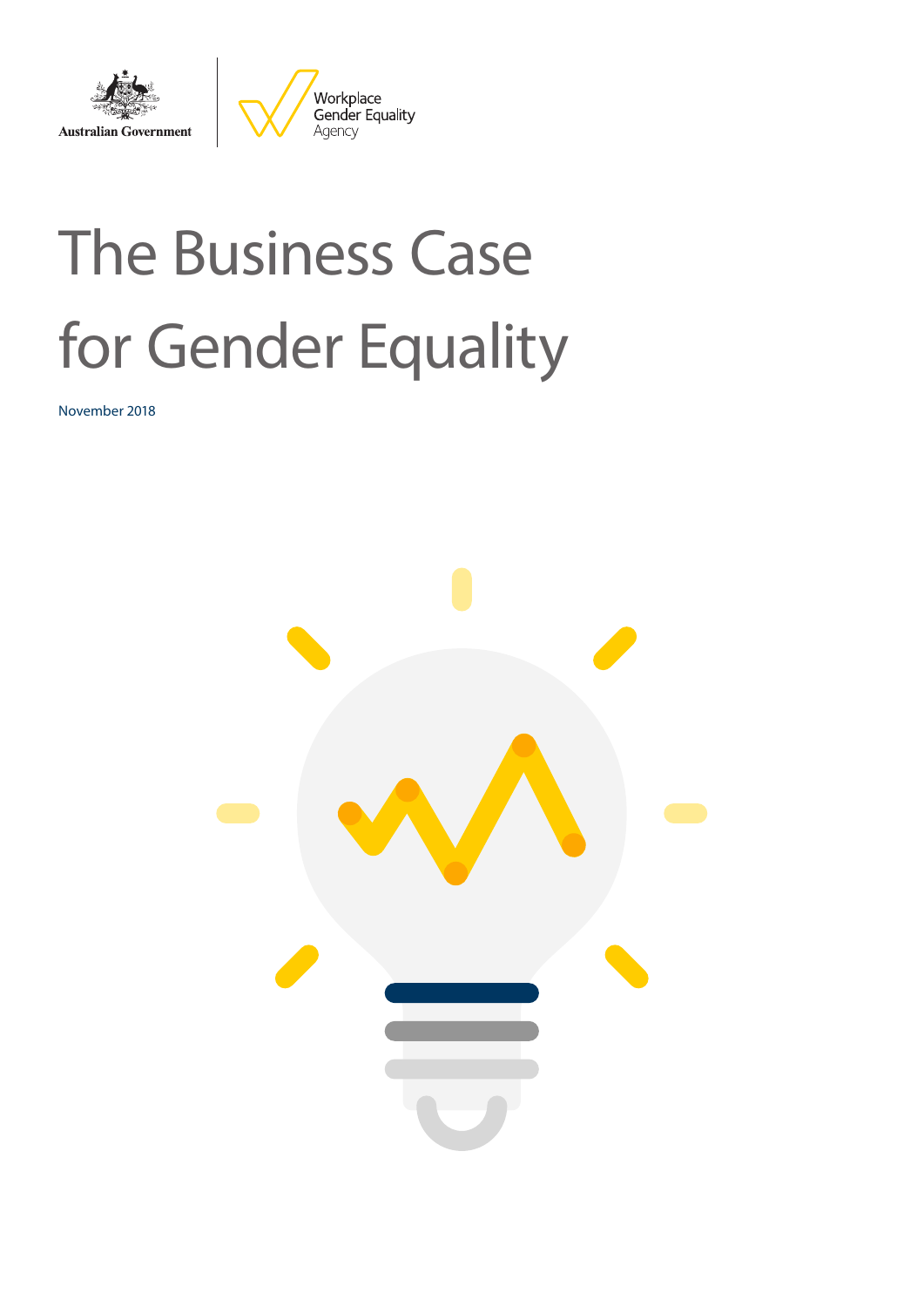Australian Government

Workplace Gender Equality Agency

# The Business Case for Gender Equality

November 2018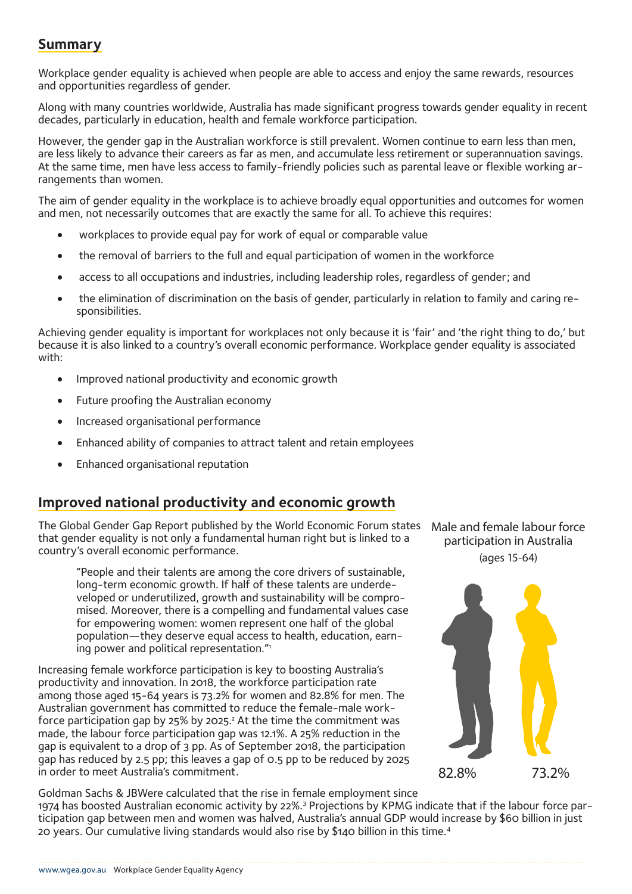## Summary

Workplace gender equality is achieved when people are able to access and enjoy the same rewards, resources and opportunities regardless of gender.

Along with many countries worldwide, Australia has made significant progress towards gender equality in recent decades, particularly in education, health and female workforce participation.

However, the gender gap in the Australian workforce is still prevalent. Women continue to earn less than men, are less likely to advance their careers as far as men, and accumulate less retirement or superannuation savings. At the same time, men have less access to family-friendly policies such as parental leave or flexible working arrangements than women.

The aim of gender equality in the workplace is to achieve broadly equal opportunities and outcomes for women and men, not necessarily outcomes that are exactly the same for all. To achieve this requires:

- workplaces to provide equal pay for work of equal or comparable value
- the removal of barriers to the full and equal participation of women in the workforce
- access to all occupations and industries, including leadership roles, regardless of gender; and
- the elimination of discrimination on the basis of gender, particularly in relation to family and caring responsibilities.

Achieving gender equality is important for workplaces not only because it is 'fair' and 'the right thing to do,' but because it is also linked to a country's overall economic performance. Workplace gender equality is associated with:

- Improved national productivity and economic growth
- Future proofing the Australian economy
- Increased organisational performance
- Enhanced ability of companies to attract talent and retain employees
- Enhanced organisational reputation

## Improved national productivity and economic growth

The Global Gender Gap Report published by the World Economic Forum states that gender equality is not only a fundamental human right but is linked to a country's overall economic performance.

> "People and their talents are among the core drivers of sustainable, long-term economic growth. If half of these talents are underdeveloped or underutilized, growth and sustainability will be compromised. Moreover, there is a compelling and fundamental values case for empowering women: women represent one half of the global population—they deserve equal access to health, education, earning power and political representation."[1]

Increasing female workforce participation is key to boosting Australia's productivity and innovation. In 2018, the workforce participation rate among those aged 15-64 years is 73.2% for women and 82.8% for men. The Australian government has committed to reduce the female-male workforce participation gap by 25% by 2025.[2] At the time the commitment was made, the labour force participation gap was 12.1%. A 25% reduction in the gap is equivalent to a drop of 3 pp. As of September 2018, the participation gap has reduced by 2.5 pp; this leaves a gap of 0.5 pp to be reduced by 2025 in order to meet Australia's commitment.

Male and female labour force participation in Australia
(ages 15-64)

82.8% 73.2%

Goldman Sachs & JBWere calculated that the rise in female employment since 1974 has boosted Australian economic activity by 22%.[3] Projections by KPMG indicate that if the labour force participation gap between men and women was halved, Australia's annual GDP would increase by $60 billion in just 20 years. Our cumulative living standards would also rise by $140 billion in this time.[4]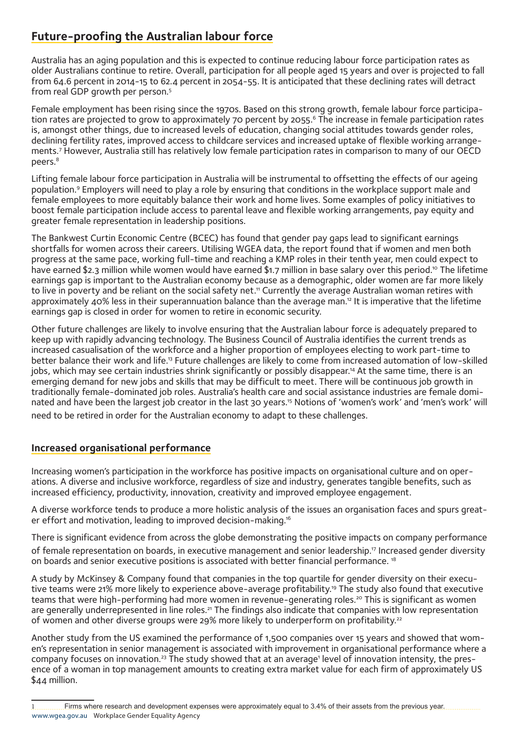## Future-proofing the Australian labour force

Australia has an aging population and this is expected to continue reducing labour force participation rates as older Australians continue to retire. Overall, participation for all people aged 15 years and over is projected to fall from 64.6 percent in 2014-15 to 62.4 percent in 2054-55. It is anticipated that these declining rates will detract from real GDP growth per person.[5]

Female employment has been rising since the 1970s. Based on this strong growth, female labour force participation rates are projected to grow to approximately 70 percent by 2055.[6] The increase in female participation rates is, amongst other things, due to increased levels of education, changing social attitudes towards gender roles, declining fertility rates, improved access to childcare services and increased uptake of flexible working arrangements.[7] However, Australia still has relatively low female participation rates in comparison to many of our OECD peers.[8]

Lifting female labour force participation in Australia will be instrumental to offsetting the effects of our ageing population.[9] Employers will need to play a role by ensuring that conditions in the workplace support male and female employees to more equitably balance their work and home lives. Some examples of policy initiatives to boost female participation include access to parental leave and flexible working arrangements, pay equity and greater female representation in leadership positions.

The Bankwest Curtin Economic Centre (BCEC) has found that gender pay gaps lead to significant earnings shortfalls for women across their careers. Utilising WGEA data, the report found that if women and men both progress at the same pace, working full-time and reaching a KMP roles in their tenth year, men could expect to have earned $2.3 million while women would have earned $1.7 million in base salary over this period.[10] The lifetime earnings gap is important to the Australian economy because as a demographic, older women are far more likely to live in poverty and be reliant on the social safety net.[11] Currently the average Australian woman retires with approximately 40% less in their superannuation balance than the average man.[12] It is imperative that the lifetime earnings gap is closed in order for women to retire in economic security.

Other future challenges are likely to involve ensuring that the Australian labour force is adequately prepared to keep up with rapidly advancing technology. The Business Council of Australia identifies the current trends as increased casualisation of the workforce and a higher proportion of employees electing to work part-time to better balance their work and life.[13] Future challenges are likely to come from increased automation of low-skilled jobs, which may see certain industries shrink significantly or possibly disappear.[14] At the same time, there is an emerging demand for new jobs and skills that may be difficult to meet. There will be continuous job growth in traditionally female-dominated job roles. Australia's health care and social assistance industries are female dominated and have been the largest job creator in the last 30 years.[15] Notions of 'women's work' and 'men's work' will need to be retired in order for the Australian economy to adapt to these challenges.

## Increased organisational performance

Increasing women's participation in the workforce has positive impacts on organisational culture and on operations. A diverse and inclusive workforce, regardless of size and industry, generates tangible benefits, such as increased efficiency, productivity, innovation, creativity and improved employee engagement.

A diverse workforce tends to produce a more holistic analysis of the issues an organisation faces and spurs greater effort and motivation, leading to improved decision-making.[16]

There is significant evidence from across the globe demonstrating the positive impacts on company performance of female representation on boards, in executive management and senior leadership.[17] Increased gender diversity on boards and senior executive positions is associated with better financial performance.[18]

A study by McKinsey & Company found that companies in the top quartile for gender diversity on their executive teams were 21% more likely to experience above-average profitability.[19] The study also found that executive teams that were high-performing had more women in revenue-generating roles.[20] This is significant as women are generally underrepresented in line roles.[21] The findings also indicate that companies with low representation of women and other diverse groups were 29% more likely to underperform on profitability.[22]

Another study from the US examined the performance of 1,500 companies over 15 years and showed that women's representation in senior management is associated with improvement in organisational performance where a company focuses on innovation.[23] The study showed that at an average[1] level of innovation intensity, the presence of a woman in top management amounts to creating extra market value for each firm of approximately US $44 million.

---

1 Firms where research and development expenses were approximately equal to 3.4% of their assets from the previous year.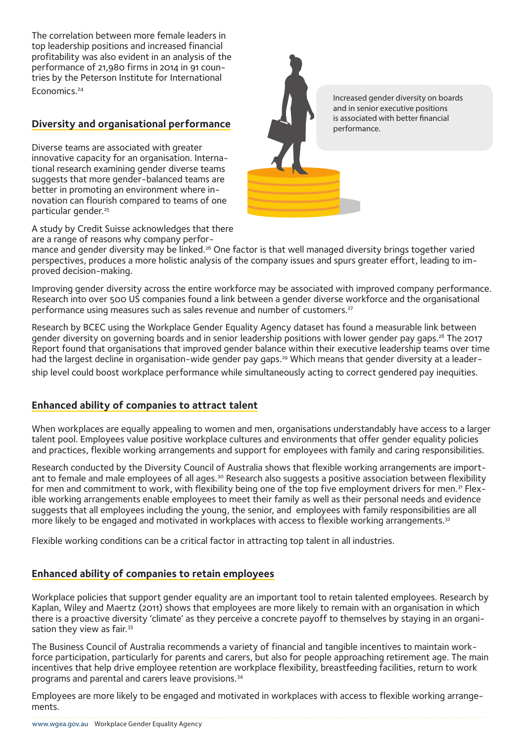The correlation between more female leaders in top leadership positions and increased financial profitability was also evident in an analysis of the performance of 21,980 firms in 2014 in 91 countries by the Peterson Institute for International Economics.[24]

Increased gender diversity on boards and in senior executive positions is associated with better financial performance.

## Diversity and organisational performance

Diverse teams are associated with greater innovative capacity for an organisation. International research examining gender diverse teams suggests that more gender-balanced teams are better in promoting an environment where innovation can flourish compared to teams of one particular gender.[25]

A study by Credit Suisse acknowledges that there are a range of reasons why company performance and gender diversity may be linked.[26] One factor is that well managed diversity brings together varied perspectives, produces a more holistic analysis of the company issues and spurs greater effort, leading to improved decision-making.

Improving gender diversity across the entire workforce may be associated with improved company performance. Research into over 500 US companies found a link between a gender diverse workforce and the organisational performance using measures such as sales revenue and number of customers.[27]

Research by BCEC using the Workplace Gender Equality Agency dataset has found a measurable link between gender diversity on governing boards and in senior leadership positions with lower gender pay gaps.[28] The 2017 Report found that organisations that improved gender balance within their executive leadership teams over time had the largest decline in organisation-wide gender pay gaps.[29] Which means that gender diversity at a leadership level could boost workplace performance while simultaneously acting to correct gendered pay inequities.

## Enhanced ability of companies to attract talent

When workplaces are equally appealing to women and men, organisations understandably have access to a larger talent pool. Employees value positive workplace cultures and environments that offer gender equality policies and practices, flexible working arrangements and support for employees with family and caring responsibilities.

Research conducted by the Diversity Council of Australia shows that flexible working arrangements are important to female and male employees of all ages.[30] Research also suggests a positive association between flexibility for men and commitment to work, with flexibility being one of the top five employment drivers for men.[31] Flexible working arrangements enable employees to meet their family as well as their personal needs and evidence suggests that all employees including the young, the senior, and employees with family responsibilities are all more likely to be engaged and motivated in workplaces with access to flexible working arrangements.[32]

Flexible working conditions can be a critical factor in attracting top talent in all industries.

## Enhanced ability of companies to retain employees

Workplace policies that support gender equality are an important tool to retain talented employees. Research by Kaplan, Wiley and Maertz (2011) shows that employees are more likely to remain with an organisation in which there is a proactive diversity 'climate' as they perceive a concrete payoff to themselves by staying in an organisation they view as fair.[33]

The Business Council of Australia recommends a variety of financial and tangible incentives to maintain workforce participation, particularly for parents and carers, but also for people approaching retirement age. The main incentives that help drive employee retention are workplace flexibility, breastfeeding facilities, return to work programs and parental and carers leave provisions.[34]

Employees are more likely to be engaged and motivated in workplaces with access to flexible working arrangements.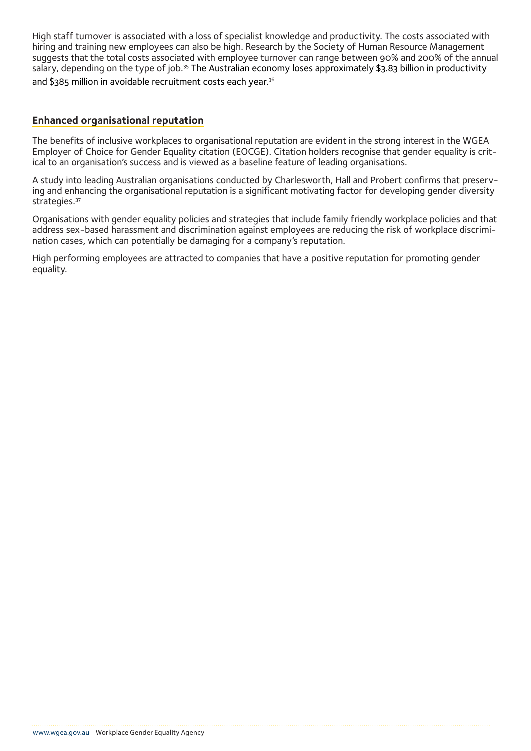High staff turnover is associated with a loss of specialist knowledge and productivity. The costs associated with hiring and training new employees can also be high. Research by the Society of Human Resource Management suggests that the total costs associated with employee turnover can range between 90% and 200% of the annual salary, depending on the type of job.[35] The Australian economy loses approximately $3.83 billion in productivity and $385 million in avoidable recruitment costs each year.[36]

## Enhanced organisational reputation

The benefits of inclusive workplaces to organisational reputation are evident in the strong interest in the WGEA Employer of Choice for Gender Equality citation (EOCGE). Citation holders recognise that gender equality is critical to an organisation's success and is viewed as a baseline feature of leading organisations.

A study into leading Australian organisations conducted by Charlesworth, Hall and Probert confirms that preserving and enhancing the organisational reputation is a significant motivating factor for developing gender diversity strategies.[37]

Organisations with gender equality policies and strategies that include family friendly workplace policies and that address sex-based harassment and discrimination against employees are reducing the risk of workplace discrimination cases, which can potentially be damaging for a company's reputation.

High performing employees are attracted to companies that have a positive reputation for promoting gender equality.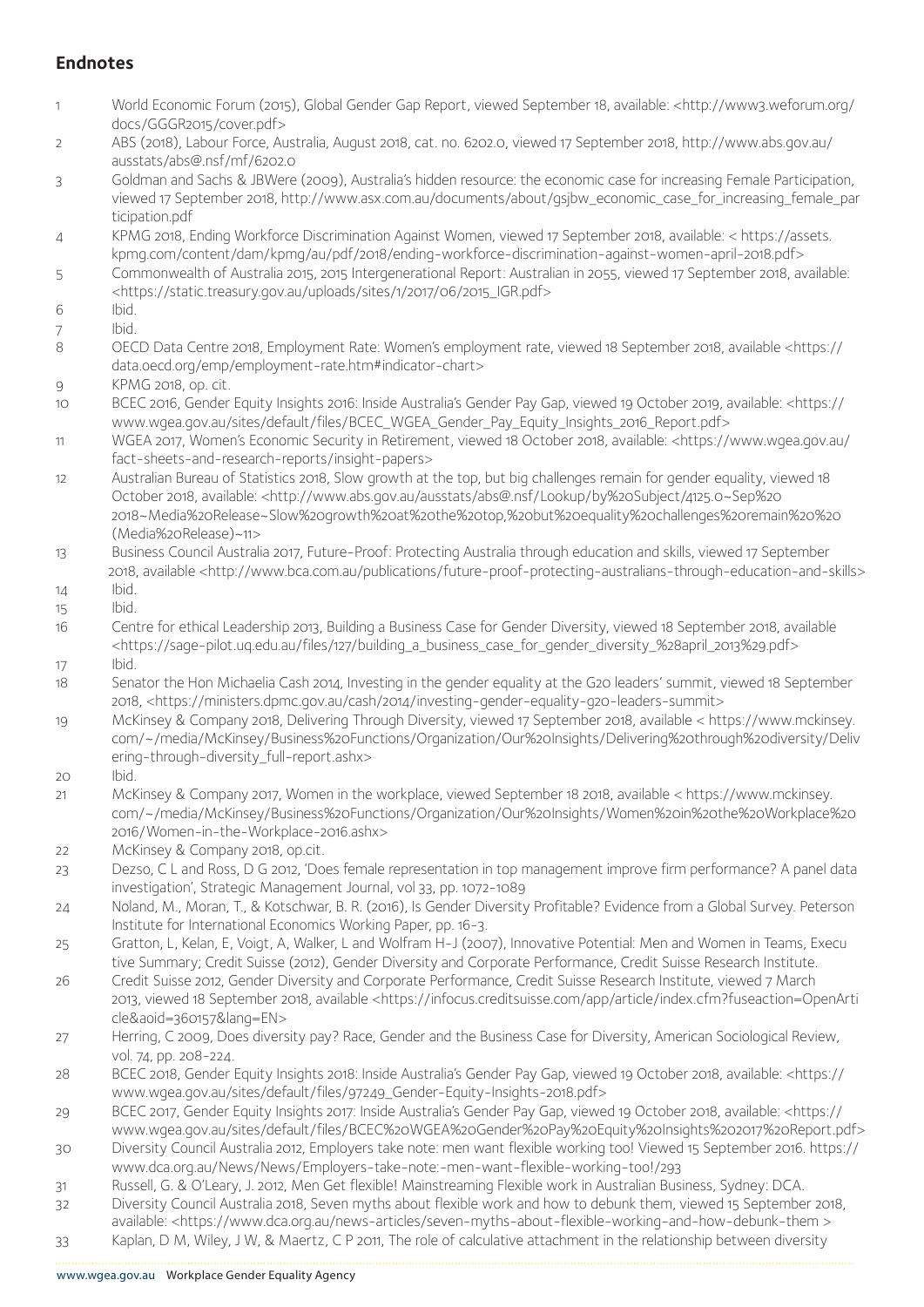## Endnotes

1. World Economic Forum (2015), Global Gender Gap Report, viewed September 18, available: <http://www3.weforum.org/docs/GGGR2015/cover.pdf>
2. ABS (2018), Labour Force, Australia, August 2018, cat. no. 6202.0, viewed 17 September 2018, http://www.abs.gov.au/ausstats/abs@.nsf/mf/6202.0
3. Goldman and Sachs & JBWere (2009), Australia's hidden resource: the economic case for increasing Female Participation, viewed 17 September 2018, http://www.asx.com.au/documents/about/gsjbw_economic_case_for_increasing_female_participation.pdf
4. KPMG 2018, Ending Workforce Discrimination Against Women, viewed 17 September 2018, available: < https://assets.kpmg.com/content/dam/kpmg/au/pdf/2018/ending-workforce-discrimination-against-women-april-2018.pdf>
5. Commonwealth of Australia 2015, 2015 Intergenerational Report: Australian in 2055, viewed 17 September 2018, available: <https://static.treasury.gov.au/uploads/sites/1/2017/06/2015_IGR.pdf>
6. Ibid.
7. Ibid.
8. OECD Data Centre 2018, Employment Rate: Women's employment rate, viewed 18 September 2018, available <https://data.oecd.org/emp/employment-rate.htm#indicator-chart>
9. KPMG 2018, op. cit.
10. BCEC 2016, Gender Equity Insights 2016: Inside Australia's Gender Pay Gap, viewed 19 October 2019, available: <https://www.wgea.gov.au/sites/default/files/BCEC_WGEA_Gender_Pay_Equity_Insights_2016_Report.pdf>
11. WGEA 2017, Women's Economic Security in Retirement, viewed 18 October 2018, available: <https://www.wgea.gov.au/fact-sheets-and-research-reports/insight-papers>
12. Australian Bureau of Statistics 2018, Slow growth at the top, but big challenges remain for gender equality, viewed 18 October 2018, available: <http://www.abs.gov.au/ausstats/abs@.nsf/Lookup/by%20Subject/4125.0~Sep%202018~Media%20Release~Slow%20growth%20at%20the%20top,%20but%20equality%20challenges%20remain%20%20(Media%20Release)~11>
13. Business Council Australia 2017, Future-Proof: Protecting Australia through education and skills, viewed 17 September 2018, available <http://www.bca.com.au/publications/future-proof-protecting-australians-through-education-and-skills>
14. Ibid.
15. Ibid.
16. Centre for ethical Leadership 2013, Building a Business Case for Gender Diversity, viewed 18 September 2018, available <https://sage-pilot.uq.edu.au/files/127/building_a_business_case_for_gender_diversity_%28april_2013%29.pdf>
17. Ibid.
18. Senator the Hon Michaelia Cash 2014, Investing in the gender equality at the G20 leaders' summit, viewed 18 September 2018, <https://ministers.dpmc.gov.au/cash/2014/investing-gender-equality-g20-leaders-summit>
19. McKinsey & Company 2018, Delivering Through Diversity, viewed 17 September 2018, available < https://www.mckinsey.com/~/media/McKinsey/Business%20Functions/Organization/Our%20Insights/Delivering%20through%20diversity/Delivering-through-diversity_full-report.ashx>
20. Ibid.
21. McKinsey & Company 2017, Women in the workplace, viewed September 18 2018, available < https://www.mckinsey.com/~/media/McKinsey/Business%20Functions/Organization/Our%20Insights/Women%20in%20the%20Workplace%202016/Women-in-the-Workplace-2016.ashx>
22. McKinsey & Company 2018, op.cit.
23. Dezso, C L and Ross, D G 2012, 'Does female representation in top management improve firm performance? A panel data investigation', Strategic Management Journal, vol 33, pp. 1072-1089
24. Noland, M., Moran, T., & Kotschwar, B. R. (2016), Is Gender Diversity Profitable? Evidence from a Global Survey. Peterson Institute for International Economics Working Paper, pp. 16-3.
25. Gratton, L, Kelan, E, Voigt, A, Walker, L and Wolfram H-J (2007), Innovative Potential: Men and Women in Teams, Executive Summary; Credit Suisse (2012), Gender Diversity and Corporate Performance, Credit Suisse Research Institute.
26. Credit Suisse 2012, Gender Diversity and Corporate Performance, Credit Suisse Research Institute, viewed 7 March 2013, viewed 18 September 2018, available <https://infocus.creditsuisse.com/app/article/index.cfm?fuseaction=OpenArticle&aoid=360157&lang=EN>
27. Herring, C 2009, Does diversity pay? Race, Gender and the Business Case for Diversity, American Sociological Review, vol. 74, pp. 208-224.
28. BCEC 2018, Gender Equity Insights 2018: Inside Australia's Gender Pay Gap, viewed 19 October 2018, available: <https://www.wgea.gov.au/sites/default/files/97249_Gender-Equity-Insights-2018.pdf>
29. BCEC 2017, Gender Equity Insights 2017: Inside Australia's Gender Pay Gap, viewed 19 October 2018, available: <https://www.wgea.gov.au/sites/default/files/BCEC%20WGEA%20Gender%20Pay%20Equity%20Insights%202017%20Report.pdf>
30. Diversity Council Australia 2012, Employers take note: men want flexible working too! Viewed 15 September 2016. https://www.dca.org.au/News/News/Employers-take-note:-men-want-flexible-working-too!/293
31. Russell, G. & O'Leary, J. 2012, Men Get flexible! Mainstreaming Flexible work in Australian Business, Sydney: DCA.
32. Diversity Council Australia 2018, Seven myths about flexible work and how to debunk them, viewed 15 September 2018, available: <https://www.dca.org.au/news-articles/seven-myths-about-flexible-working-and-how-debunk-them >
33. Kaplan, D M, Wiley, J W, & Maertz, C P 2011, The role of calculative attachment in the relationship between diversity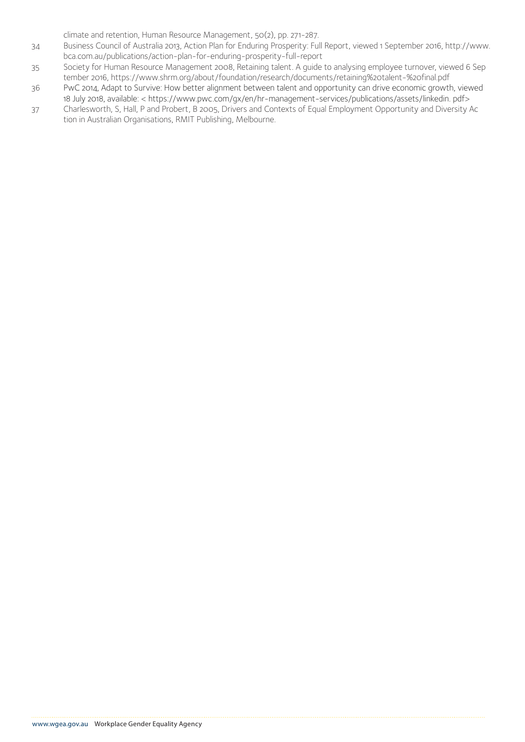climate and retention, Human Resource Management, 50(2), pp. 271-287.

34 Business Council of Australia 2013, Action Plan for Enduring Prosperity: Full Report, viewed 1 September 2016, http://www.bca.com.au/publications/action-plan-for-enduring-prosperity-full-report

35 Society for Human Resource Management 2008, Retaining talent. A guide to analysing employee turnover, viewed 6 September 2016, https://www.shrm.org/about/foundation/research/documents/retaining%20talent-%20final.pdf

36 PwC 2014, Adapt to Survive: How better alignment between talent and opportunity can drive economic growth, viewed 18 July 2018, available: < https://www.pwc.com/gx/en/hr-management-services/publications/assets/linkedin. pdf>

37 Charlesworth, S, Hall, P and Probert, B 2005, Drivers and Contexts of Equal Employment Opportunity and Diversity Action in Australian Organisations, RMIT Publishing, Melbourne.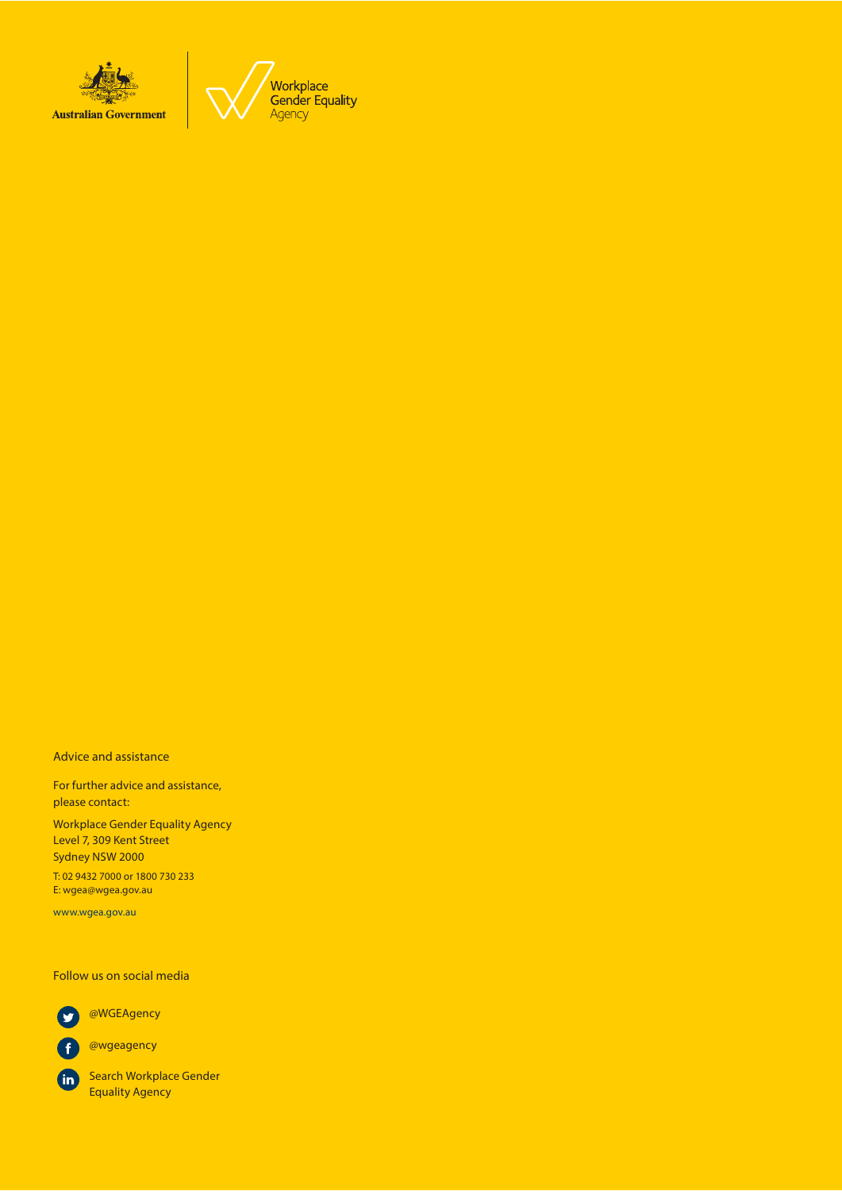Australian Government

Workplace Gender Equality Agency

Advice and assistance

For further advice and assistance, please contact:

Workplace Gender Equality Agency
Level 7, 309 Kent Street
Sydney NSW 2000

T: 02 9432 7000 or 1800 730 233
E: wgea@wgea.gov.au

www.wgea.gov.au

Follow us on social media

@WGEAgency

@wgeagency

Search Workplace Gender Equality Agency